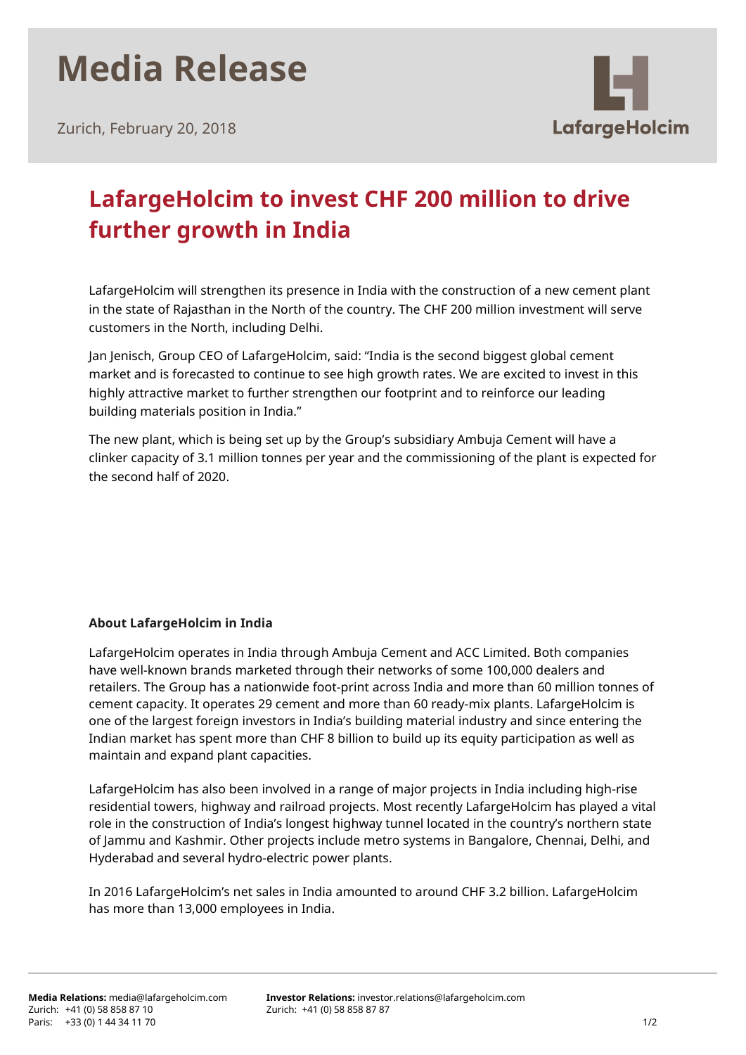# Media Release

Zurich, February 20, 2018

LafargeHolcim

## LafargeHolcim to invest CHF 200 million to drive further growth in India

LafargeHolcim will strengthen its presence in India with the construction of a new cement plant in the state of Rajasthan in the North of the country. The CHF 200 million investment will serve customers in the North, including Delhi.

Jan Jenisch, Group CEO of LafargeHolcim, said: "India is the second biggest global cement market and is forecasted to continue to see high growth rates. We are excited to invest in this highly attractive market to further strengthen our footprint and to reinforce our leading building materials position in India."

The new plant, which is being set up by the Group's subsidiary Ambuja Cement will have a clinker capacity of 3.1 million tonnes per year and the commissioning of the plant is expected for the second half of 2020.

**About LafargeHolcim in India**

LafargeHolcim operates in India through Ambuja Cement and ACC Limited. Both companies have well-known brands marketed through their networks of some 100,000 dealers and retailers. The Group has a nationwide foot-print across India and more than 60 million tonnes of cement capacity. It operates 29 cement and more than 60 ready-mix plants. LafargeHolcim is one of the largest foreign investors in India's building material industry and since entering the Indian market has spent more than CHF 8 billion to build up its equity participation as well as maintain and expand plant capacities.

LafargeHolcim has also been involved in a range of major projects in India including high-rise residential towers, highway and railroad projects. Most recently LafargeHolcim has played a vital role in the construction of India's longest highway tunnel located in the country's northern state of Jammu and Kashmir. Other projects include metro systems in Bangalore, Chennai, Delhi, and Hyderabad and several hydro-electric power plants.

In 2016 LafargeHolcim's net sales in India amounted to around CHF 3.2 billion. LafargeHolcim has more than 13,000 employees in India.

**Media Relations:** media@lafargeholcim.com
Zurich: +41 (0) 58 858 87 10
Paris: +33 (0) 1 44 34 11 70

**Investor Relations:** investor.relations@lafargeholcim.com
Zurich: +41 (0) 58 858 87 87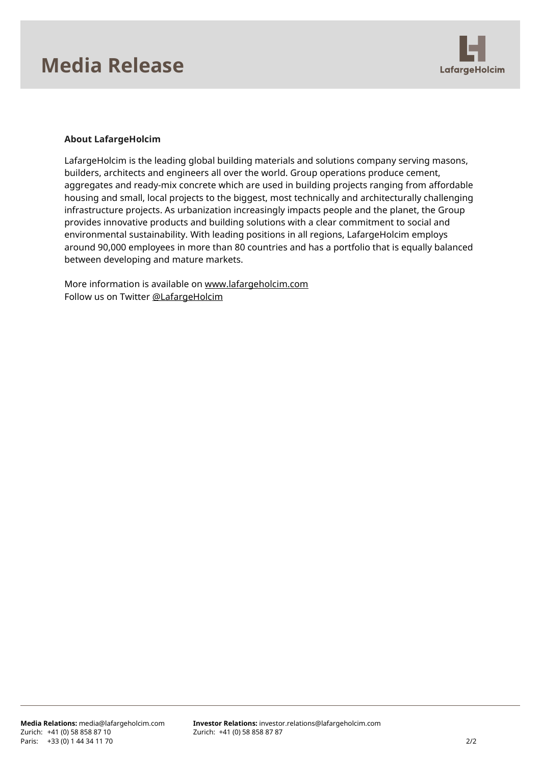## About LafargeHolcim

LafargeHolcim is the leading global building materials and solutions company serving masons, builders, architects and engineers all over the world. Group operations produce cement, aggregates and ready-mix concrete which are used in building projects ranging from affordable housing and small, local projects to the biggest, most technically and architecturally challenging infrastructure projects. As urbanization increasingly impacts people and the planet, the Group provides innovative products and building solutions with a clear commitment to social and environmental sustainability. With leading positions in all regions, LafargeHolcim employs around 90,000 employees in more than 80 countries and has a portfolio that is equally balanced between developing and mature markets.

More information is available on www.lafargeholcim.com
Follow us on Twitter @LafargeHolcim

**Media Relations:** media@lafargeholcim.com
Zurich: +41 (0) 58 858 87 10
Paris: +33 (0) 1 44 34 11 70

**Investor Relations:** investor.relations@lafargeholcim.com
Zurich: +41 (0) 58 858 87 87